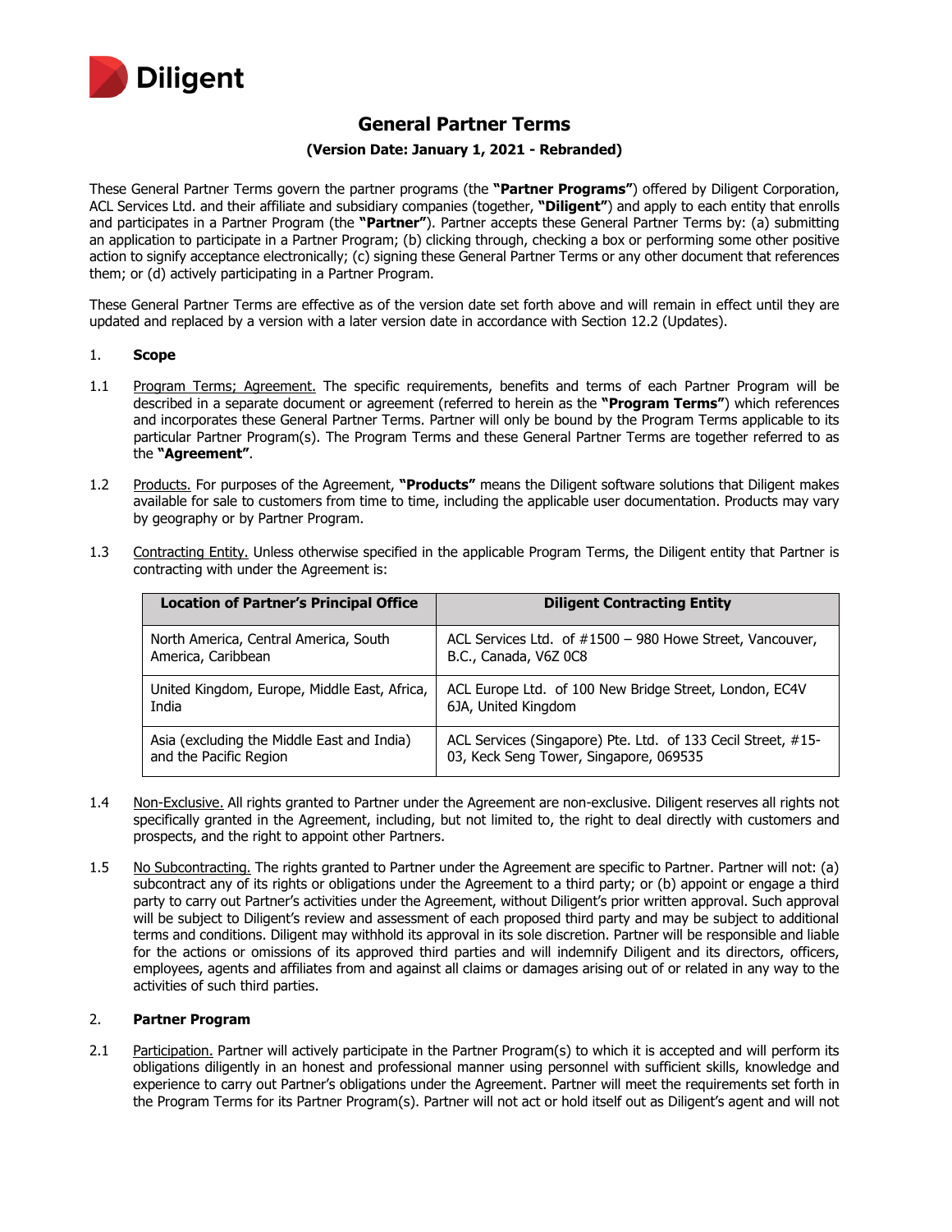Diligent

# General Partner Terms

**(Version Date: January 1, 2021 - Rebranded)**

These General Partner Terms govern the partner programs (the **"Partner Programs"**) offered by Diligent Corporation, ACL Services Ltd. and their affiliate and subsidiary companies (together, **"Diligent"**) and apply to each entity that enrolls and participates in a Partner Program (the **"Partner"**). Partner accepts these General Partner Terms by: (a) submitting an application to participate in a Partner Program; (b) clicking through, checking a box or performing some other positive action to signify acceptance electronically; (c) signing these General Partner Terms or any other document that references them; or (d) actively participating in a Partner Program.

These General Partner Terms are effective as of the version date set forth above and will remain in effect until they are updated and replaced by a version with a later version date in accordance with Section 12.2 (Updates).

## 1. Scope

1.1 Program Terms; Agreement. The specific requirements, benefits and terms of each Partner Program will be described in a separate document or agreement (referred to herein as the **"Program Terms"**) which references and incorporates these General Partner Terms. Partner will only be bound by the Program Terms applicable to its particular Partner Program(s). The Program Terms and these General Partner Terms are together referred to as the **"Agreement"**.

1.2 Products. For purposes of the Agreement, **"Products"** means the Diligent software solutions that Diligent makes available for sale to customers from time to time, including the applicable user documentation. Products may vary by geography or by Partner Program.

1.3 Contracting Entity. Unless otherwise specified in the applicable Program Terms, the Diligent entity that Partner is contracting with under the Agreement is:

| Location of Partner's Principal Office | Diligent Contracting Entity |
|---|---|
| North America, Central America, South America, Caribbean | ACL Services Ltd. of #1500 – 980 Howe Street, Vancouver, B.C., Canada, V6Z 0C8 |
| United Kingdom, Europe, Middle East, Africa, India | ACL Europe Ltd. of 100 New Bridge Street, London, EC4V 6JA, United Kingdom |
| Asia (excluding the Middle East and India) and the Pacific Region | ACL Services (Singapore) Pte. Ltd. of 133 Cecil Street, #15-03, Keck Seng Tower, Singapore, 069535 |

1.4 Non-Exclusive. All rights granted to Partner under the Agreement are non-exclusive. Diligent reserves all rights not specifically granted in the Agreement, including, but not limited to, the right to deal directly with customers and prospects, and the right to appoint other Partners.

1.5 No Subcontracting. The rights granted to Partner under the Agreement are specific to Partner. Partner will not: (a) subcontract any of its rights or obligations under the Agreement to a third party; or (b) appoint or engage a third party to carry out Partner's activities under the Agreement, without Diligent's prior written approval. Such approval will be subject to Diligent's review and assessment of each proposed third party and may be subject to additional terms and conditions. Diligent may withhold its approval in its sole discretion. Partner will be responsible and liable for the actions or omissions of its approved third parties and will indemnify Diligent and its directors, officers, employees, agents and affiliates from and against all claims or damages arising out of or related in any way to the activities of such third parties.

## 2. Partner Program

2.1 Participation. Partner will actively participate in the Partner Program(s) to which it is accepted and will perform its obligations diligently in an honest and professional manner using personnel with sufficient skills, knowledge and experience to carry out Partner's obligations under the Agreement. Partner will meet the requirements set forth in the Program Terms for its Partner Program(s). Partner will not act or hold itself out as Diligent's agent and will not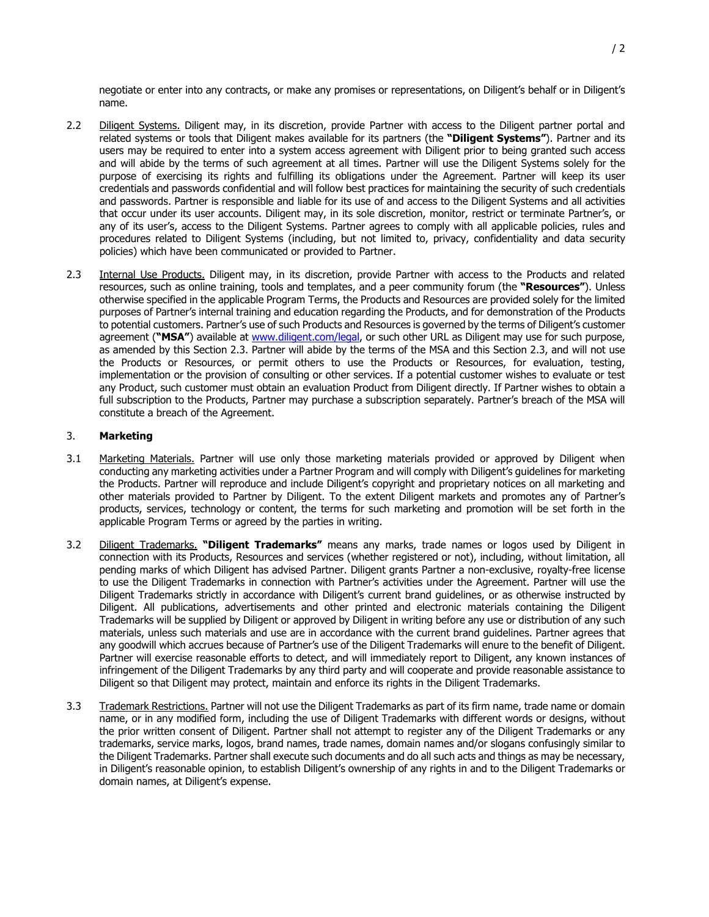negotiate or enter into any contracts, or make any promises or representations, on Diligent's behalf or in Diligent's name.

2.2 Diligent Systems. Diligent may, in its discretion, provide Partner with access to the Diligent partner portal and related systems or tools that Diligent makes available for its partners (the **"Diligent Systems"**). Partner and its users may be required to enter into a system access agreement with Diligent prior to being granted such access and will abide by the terms of such agreement at all times. Partner will use the Diligent Systems solely for the purpose of exercising its rights and fulfilling its obligations under the Agreement. Partner will keep its user credentials and passwords confidential and will follow best practices for maintaining the security of such credentials and passwords. Partner is responsible and liable for its use of and access to the Diligent Systems and all activities that occur under its user accounts. Diligent may, in its sole discretion, monitor, restrict or terminate Partner's, or any of its user's, access to the Diligent Systems. Partner agrees to comply with all applicable policies, rules and procedures related to Diligent Systems (including, but not limited to, privacy, confidentiality and data security policies) which have been communicated or provided to Partner.

2.3 Internal Use Products. Diligent may, in its discretion, provide Partner with access to the Products and related resources, such as online training, tools and templates, and a peer community forum (the **"Resources"**). Unless otherwise specified in the applicable Program Terms, the Products and Resources are provided solely for the limited purposes of Partner's internal training and education regarding the Products, and for demonstration of the Products to potential customers. Partner's use of such Products and Resources is governed by the terms of Diligent's customer agreement (**"MSA"**) available at [www.diligent.com/legal](www.diligent.com/legal), or such other URL as Diligent may use for such purpose, as amended by this Section 2.3. Partner will abide by the terms of the MSA and this Section 2.3, and will not use the Products or Resources, or permit others to use the Products or Resources, for evaluation, testing, implementation or the provision of consulting or other services. If a potential customer wishes to evaluate or test any Product, such customer must obtain an evaluation Product from Diligent directly. If Partner wishes to obtain a full subscription to the Products, Partner may purchase a subscription separately. Partner's breach of the MSA will constitute a breach of the Agreement.

## 3. Marketing

3.1 Marketing Materials. Partner will use only those marketing materials provided or approved by Diligent when conducting any marketing activities under a Partner Program and will comply with Diligent's guidelines for marketing the Products. Partner will reproduce and include Diligent's copyright and proprietary notices on all marketing and other materials provided to Partner by Diligent. To the extent Diligent markets and promotes any of Partner's products, services, technology or content, the terms for such marketing and promotion will be set forth in the applicable Program Terms or agreed by the parties in writing.

3.2 Diligent Trademarks. **"Diligent Trademarks"** means any marks, trade names or logos used by Diligent in connection with its Products, Resources and services (whether registered or not), including, without limitation, all pending marks of which Diligent has advised Partner. Diligent grants Partner a non-exclusive, royalty-free license to use the Diligent Trademarks in connection with Partner's activities under the Agreement. Partner will use the Diligent Trademarks strictly in accordance with Diligent's current brand guidelines, or as otherwise instructed by Diligent. All publications, advertisements and other printed and electronic materials containing the Diligent Trademarks will be supplied by Diligent or approved by Diligent in writing before any use or distribution of any such materials, unless such materials and use are in accordance with the current brand guidelines. Partner agrees that any goodwill which accrues because of Partner's use of the Diligent Trademarks will enure to the benefit of Diligent. Partner will exercise reasonable efforts to detect, and will immediately report to Diligent, any known instances of infringement of the Diligent Trademarks by any third party and will cooperate and provide reasonable assistance to Diligent so that Diligent may protect, maintain and enforce its rights in the Diligent Trademarks.

3.3 Trademark Restrictions. Partner will not use the Diligent Trademarks as part of its firm name, trade name or domain name, or in any modified form, including the use of Diligent Trademarks with different words or designs, without the prior written consent of Diligent. Partner shall not attempt to register any of the Diligent Trademarks or any trademarks, service marks, logos, brand names, trade names, domain names and/or slogans confusingly similar to the Diligent Trademarks. Partner shall execute such documents and do all such acts and things as may be necessary, in Diligent's reasonable opinion, to establish Diligent's ownership of any rights in and to the Diligent Trademarks or domain names, at Diligent's expense.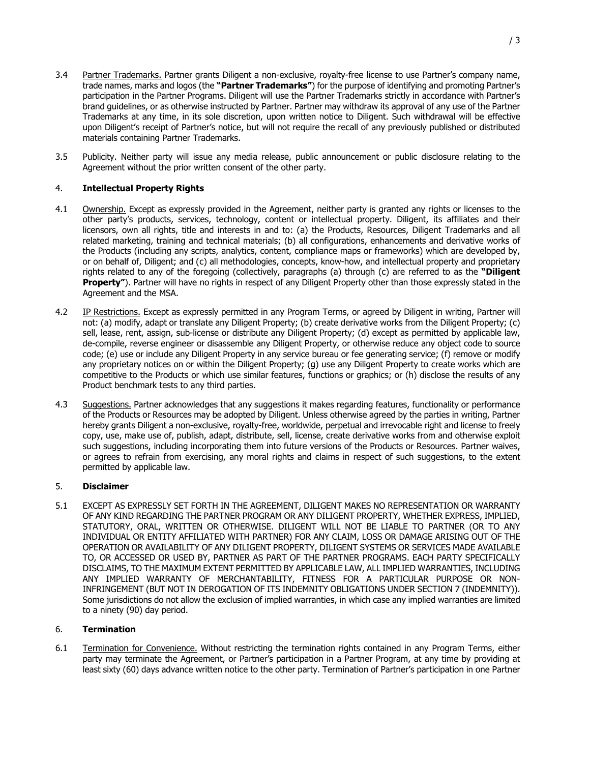3.4 Partner Trademarks. Partner grants Diligent a non-exclusive, royalty-free license to use Partner's company name, trade names, marks and logos (the **"Partner Trademarks"**) for the purpose of identifying and promoting Partner's participation in the Partner Programs. Diligent will use the Partner Trademarks strictly in accordance with Partner's brand guidelines, or as otherwise instructed by Partner. Partner may withdraw its approval of any use of the Partner Trademarks at any time, in its sole discretion, upon written notice to Diligent. Such withdrawal will be effective upon Diligent's receipt of Partner's notice, but will not require the recall of any previously published or distributed materials containing Partner Trademarks.

3.5 Publicity. Neither party will issue any media release, public announcement or public disclosure relating to the Agreement without the prior written consent of the other party.

## 4. Intellectual Property Rights

4.1 Ownership. Except as expressly provided in the Agreement, neither party is granted any rights or licenses to the other party's products, services, technology, content or intellectual property. Diligent, its affiliates and their licensors, own all rights, title and interests in and to: (a) the Products, Resources, Diligent Trademarks and all related marketing, training and technical materials; (b) all configurations, enhancements and derivative works of the Products (including any scripts, analytics, content, compliance maps or frameworks) which are developed by, or on behalf of, Diligent; and (c) all methodologies, concepts, know-how, and intellectual property and proprietary rights related to any of the foregoing (collectively, paragraphs (a) through (c) are referred to as the **"Diligent Property"**). Partner will have no rights in respect of any Diligent Property other than those expressly stated in the Agreement and the MSA.

4.2 IP Restrictions. Except as expressly permitted in any Program Terms, or agreed by Diligent in writing, Partner will not: (a) modify, adapt or translate any Diligent Property; (b) create derivative works from the Diligent Property; (c) sell, lease, rent, assign, sub-license or distribute any Diligent Property; (d) except as permitted by applicable law, de-compile, reverse engineer or disassemble any Diligent Property, or otherwise reduce any object code to source code; (e) use or include any Diligent Property in any service bureau or fee generating service; (f) remove or modify any proprietary notices on or within the Diligent Property; (g) use any Diligent Property to create works which are competitive to the Products or which use similar features, functions or graphics; or (h) disclose the results of any Product benchmark tests to any third parties.

4.3 Suggestions. Partner acknowledges that any suggestions it makes regarding features, functionality or performance of the Products or Resources may be adopted by Diligent. Unless otherwise agreed by the parties in writing, Partner hereby grants Diligent a non-exclusive, royalty-free, worldwide, perpetual and irrevocable right and license to freely copy, use, make use of, publish, adapt, distribute, sell, license, create derivative works from and otherwise exploit such suggestions, including incorporating them into future versions of the Products or Resources. Partner waives, or agrees to refrain from exercising, any moral rights and claims in respect of such suggestions, to the extent permitted by applicable law.

## 5. Disclaimer

5.1 EXCEPT AS EXPRESSLY SET FORTH IN THE AGREEMENT, DILIGENT MAKES NO REPRESENTATION OR WARRANTY OF ANY KIND REGARDING THE PARTNER PROGRAM OR ANY DILIGENT PROPERTY, WHETHER EXPRESS, IMPLIED, STATUTORY, ORAL, WRITTEN OR OTHERWISE. DILIGENT WILL NOT BE LIABLE TO PARTNER (OR TO ANY INDIVIDUAL OR ENTITY AFFILIATED WITH PARTNER) FOR ANY CLAIM, LOSS OR DAMAGE ARISING OUT OF THE OPERATION OR AVAILABILITY OF ANY DILIGENT PROPERTY, DILIGENT SYSTEMS OR SERVICES MADE AVAILABLE TO, OR ACCESSED OR USED BY, PARTNER AS PART OF THE PARTNER PROGRAMS. EACH PARTY SPECIFICALLY DISCLAIMS, TO THE MAXIMUM EXTENT PERMITTED BY APPLICABLE LAW, ALL IMPLIED WARRANTIES, INCLUDING ANY IMPLIED WARRANTY OF MERCHANTABILITY, FITNESS FOR A PARTICULAR PURPOSE OR NON-INFRINGEMENT (BUT NOT IN DEROGATION OF ITS INDEMNITY OBLIGATIONS UNDER SECTION 7 (INDEMNITY)). Some jurisdictions do not allow the exclusion of implied warranties, in which case any implied warranties are limited to a ninety (90) day period.

## 6. Termination

6.1 Termination for Convenience. Without restricting the termination rights contained in any Program Terms, either party may terminate the Agreement, or Partner's participation in a Partner Program, at any time by providing at least sixty (60) days advance written notice to the other party. Termination of Partner's participation in one Partner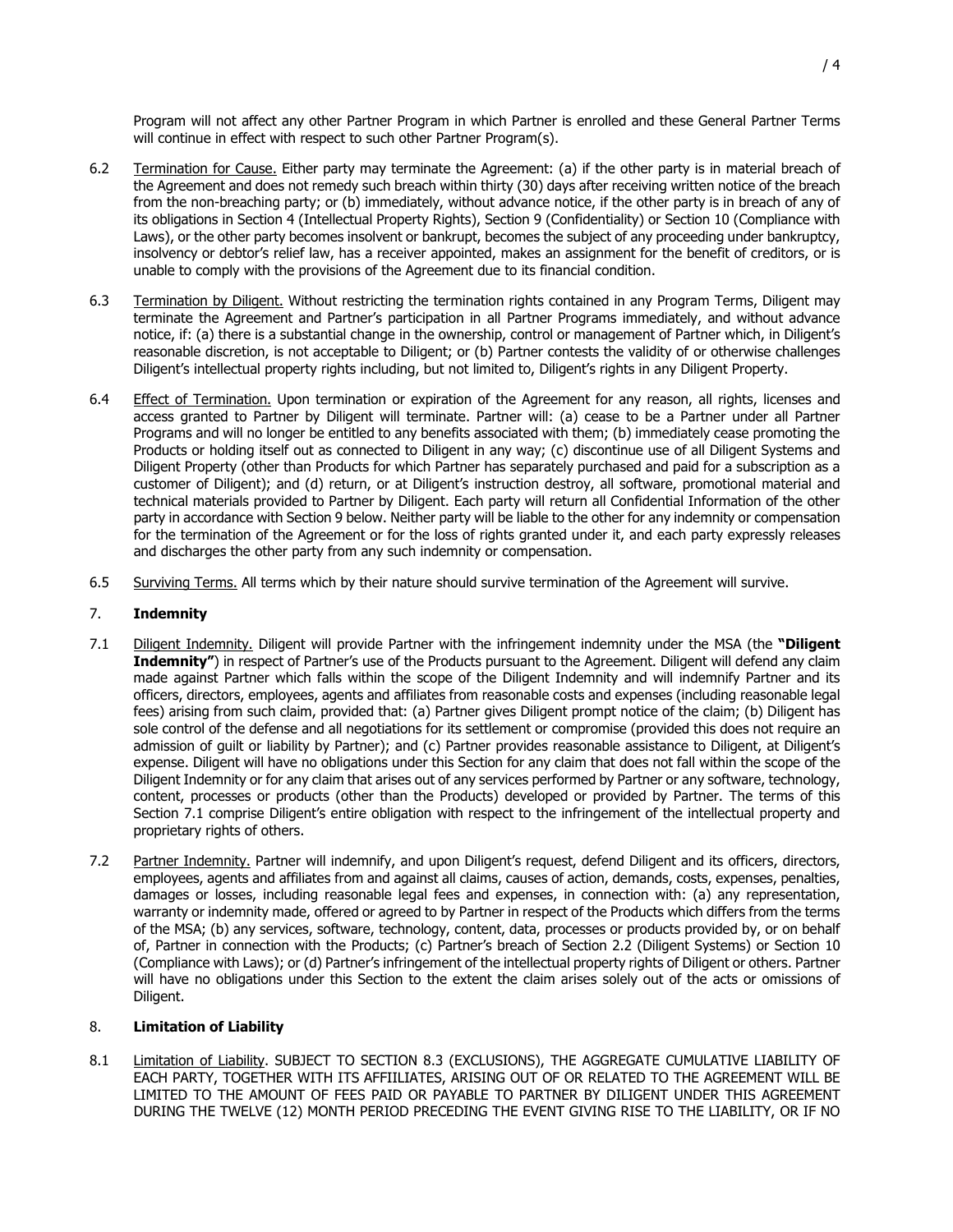Program will not affect any other Partner Program in which Partner is enrolled and these General Partner Terms will continue in effect with respect to such other Partner Program(s).

6.2 Termination for Cause. Either party may terminate the Agreement: (a) if the other party is in material breach of the Agreement and does not remedy such breach within thirty (30) days after receiving written notice of the breach from the non-breaching party; or (b) immediately, without advance notice, if the other party is in breach of any of its obligations in Section 4 (Intellectual Property Rights), Section 9 (Confidentiality) or Section 10 (Compliance with Laws), or the other party becomes insolvent or bankrupt, becomes the subject of any proceeding under bankruptcy, insolvency or debtor's relief law, has a receiver appointed, makes an assignment for the benefit of creditors, or is unable to comply with the provisions of the Agreement due to its financial condition.

6.3 Termination by Diligent. Without restricting the termination rights contained in any Program Terms, Diligent may terminate the Agreement and Partner's participation in all Partner Programs immediately, and without advance notice, if: (a) there is a substantial change in the ownership, control or management of Partner which, in Diligent's reasonable discretion, is not acceptable to Diligent; or (b) Partner contests the validity of or otherwise challenges Diligent's intellectual property rights including, but not limited to, Diligent's rights in any Diligent Property.

6.4 Effect of Termination. Upon termination or expiration of the Agreement for any reason, all rights, licenses and access granted to Partner by Diligent will terminate. Partner will: (a) cease to be a Partner under all Partner Programs and will no longer be entitled to any benefits associated with them; (b) immediately cease promoting the Products or holding itself out as connected to Diligent in any way; (c) discontinue use of all Diligent Systems and Diligent Property (other than Products for which Partner has separately purchased and paid for a subscription as a customer of Diligent); and (d) return, or at Diligent's instruction destroy, all software, promotional material and technical materials provided to Partner by Diligent. Each party will return all Confidential Information of the other party in accordance with Section 9 below. Neither party will be liable to the other for any indemnity or compensation for the termination of the Agreement or for the loss of rights granted under it, and each party expressly releases and discharges the other party from any such indemnity or compensation.

6.5 Surviving Terms. All terms which by their nature should survive termination of the Agreement will survive.

## 7. **Indemnity**

7.1 Diligent Indemnity. Diligent will provide Partner with the infringement indemnity under the MSA (the **"Diligent Indemnity"**) in respect of Partner's use of the Products pursuant to the Agreement. Diligent will defend any claim made against Partner which falls within the scope of the Diligent Indemnity and will indemnify Partner and its officers, directors, employees, agents and affiliates from reasonable costs and expenses (including reasonable legal fees) arising from such claim, provided that: (a) Partner gives Diligent prompt notice of the claim; (b) Diligent has sole control of the defense and all negotiations for its settlement or compromise (provided this does not require an admission of guilt or liability by Partner); and (c) Partner provides reasonable assistance to Diligent, at Diligent's expense. Diligent will have no obligations under this Section for any claim that does not fall within the scope of the Diligent Indemnity or for any claim that arises out of any services performed by Partner or any software, technology, content, processes or products (other than the Products) developed or provided by Partner. The terms of this Section 7.1 comprise Diligent's entire obligation with respect to the infringement of the intellectual property and proprietary rights of others.

7.2 Partner Indemnity. Partner will indemnify, and upon Diligent's request, defend Diligent and its officers, directors, employees, agents and affiliates from and against all claims, causes of action, demands, costs, expenses, penalties, damages or losses, including reasonable legal fees and expenses, in connection with: (a) any representation, warranty or indemnity made, offered or agreed to by Partner in respect of the Products which differs from the terms of the MSA; (b) any services, software, technology, content, data, processes or products provided by, or on behalf of, Partner in connection with the Products; (c) Partner's breach of Section 2.2 (Diligent Systems) or Section 10 (Compliance with Laws); or (d) Partner's infringement of the intellectual property rights of Diligent or others. Partner will have no obligations under this Section to the extent the claim arises solely out of the acts or omissions of Diligent.

## 8. **Limitation of Liability**

8.1 Limitation of Liability. SUBJECT TO SECTION 8.3 (EXCLUSIONS), THE AGGREGATE CUMULATIVE LIABILITY OF EACH PARTY, TOGETHER WITH ITS AFFIILIATES, ARISING OUT OF OR RELATED TO THE AGREEMENT WILL BE LIMITED TO THE AMOUNT OF FEES PAID OR PAYABLE TO PARTNER BY DILIGENT UNDER THIS AGREEMENT DURING THE TWELVE (12) MONTH PERIOD PRECEDING THE EVENT GIVING RISE TO THE LIABILITY, OR IF NO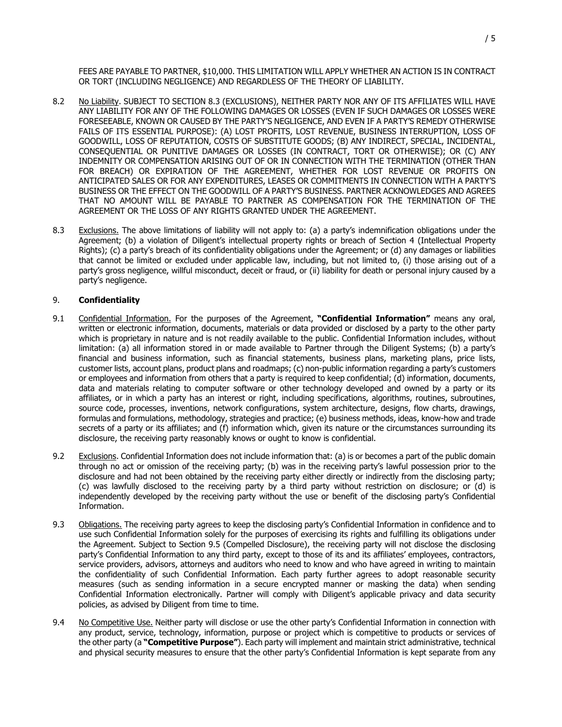FEES ARE PAYABLE TO PARTNER, $10,000. THIS LIMITATION WILL APPLY WHETHER AN ACTION IS IN CONTRACT OR TORT (INCLUDING NEGLIGENCE) AND REGARDLESS OF THE THEORY OF LIABILITY.

8.2 No Liability. SUBJECT TO SECTION 8.3 (EXCLUSIONS), NEITHER PARTY NOR ANY OF ITS AFFILIATES WILL HAVE ANY LIABILITY FOR ANY OF THE FOLLOWING DAMAGES OR LOSSES (EVEN IF SUCH DAMAGES OR LOSSES WERE FORESEEABLE, KNOWN OR CAUSED BY THE PARTY'S NEGLIGENCE, AND EVEN IF A PARTY'S REMEDY OTHERWISE FAILS OF ITS ESSENTIAL PURPOSE): (A) LOST PROFITS, LOST REVENUE, BUSINESS INTERRUPTION, LOSS OF GOODWILL, LOSS OF REPUTATION, COSTS OF SUBSTITUTE GOODS; (B) ANY INDIRECT, SPECIAL, INCIDENTAL, CONSEQUENTIAL OR PUNITIVE DAMAGES OR LOSSES (IN CONTRACT, TORT OR OTHERWISE); OR (C) ANY INDEMNITY OR COMPENSATION ARISING OUT OF OR IN CONNECTION WITH THE TERMINATION (OTHER THAN FOR BREACH) OR EXPIRATION OF THE AGREEMENT, WHETHER FOR LOST REVENUE OR PROFITS ON ANTICIPATED SALES OR FOR ANY EXPENDITURES, LEASES OR COMMITMENTS IN CONNECTION WITH A PARTY'S BUSINESS OR THE EFFECT ON THE GOODWILL OF A PARTY'S BUSINESS. PARTNER ACKNOWLEDGES AND AGREES THAT NO AMOUNT WILL BE PAYABLE TO PARTNER AS COMPENSATION FOR THE TERMINATION OF THE AGREEMENT OR THE LOSS OF ANY RIGHTS GRANTED UNDER THE AGREEMENT.

8.3 Exclusions. The above limitations of liability will not apply to: (a) a party's indemnification obligations under the Agreement; (b) a violation of Diligent's intellectual property rights or breach of Section 4 (Intellectual Property Rights); (c) a party's breach of its confidentiality obligations under the Agreement; or (d) any damages or liabilities that cannot be limited or excluded under applicable law, including, but not limited to, (i) those arising out of a party's gross negligence, willful misconduct, deceit or fraud, or (ii) liability for death or personal injury caused by a party's negligence.

## 9. **Confidentiality**

9.1 Confidential Information. For the purposes of the Agreement, **"Confidential Information"** means any oral, written or electronic information, documents, materials or data provided or disclosed by a party to the other party which is proprietary in nature and is not readily available to the public. Confidential Information includes, without limitation: (a) all information stored in or made available to Partner through the Diligent Systems; (b) a party's financial and business information, such as financial statements, business plans, marketing plans, price lists, customer lists, account plans, product plans and roadmaps; (c) non-public information regarding a party's customers or employees and information from others that a party is required to keep confidential; (d) information, documents, data and materials relating to computer software or other technology developed and owned by a party or its affiliates, or in which a party has an interest or right, including specifications, algorithms, routines, subroutines, source code, processes, inventions, network configurations, system architecture, designs, flow charts, drawings, formulas and formulations, methodology, strategies and practice; (e) business methods, ideas, know-how and trade secrets of a party or its affiliates; and (f) information which, given its nature or the circumstances surrounding its disclosure, the receiving party reasonably knows or ought to know is confidential.

9.2 Exclusions. Confidential Information does not include information that: (a) is or becomes a part of the public domain through no act or omission of the receiving party; (b) was in the receiving party's lawful possession prior to the disclosure and had not been obtained by the receiving party either directly or indirectly from the disclosing party; (c) was lawfully disclosed to the receiving party by a third party without restriction on disclosure; or (d) is independently developed by the receiving party without the use or benefit of the disclosing party's Confidential Information.

9.3 Obligations. The receiving party agrees to keep the disclosing party's Confidential Information in confidence and to use such Confidential Information solely for the purposes of exercising its rights and fulfilling its obligations under the Agreement. Subject to Section 9.5 (Compelled Disclosure), the receiving party will not disclose the disclosing party's Confidential Information to any third party, except to those of its and its affiliates' employees, contractors, service providers, advisors, attorneys and auditors who need to know and who have agreed in writing to maintain the confidentiality of such Confidential Information. Each party further agrees to adopt reasonable security measures (such as sending information in a secure encrypted manner or masking the data) when sending Confidential Information electronically. Partner will comply with Diligent's applicable privacy and data security policies, as advised by Diligent from time to time.

9.4 No Competitive Use. Neither party will disclose or use the other party's Confidential Information in connection with any product, service, technology, information, purpose or project which is competitive to products or services of the other party (a **"Competitive Purpose"**). Each party will implement and maintain strict administrative, technical and physical security measures to ensure that the other party's Confidential Information is kept separate from any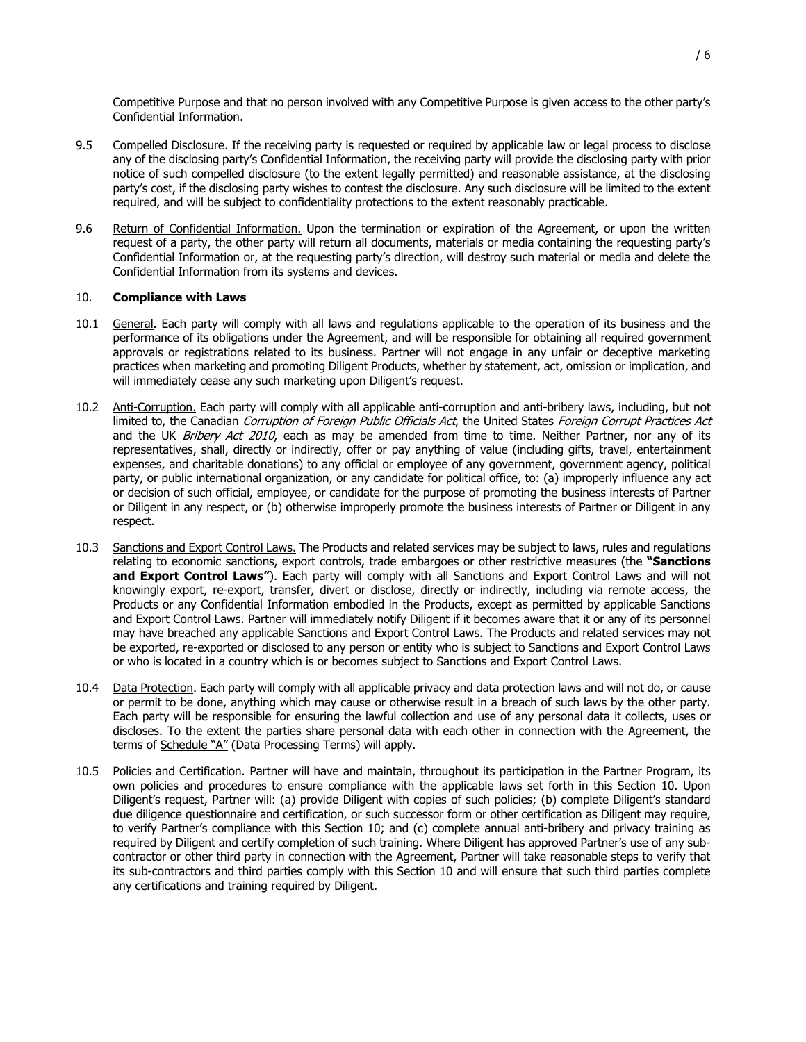Competitive Purpose and that no person involved with any Competitive Purpose is given access to the other party's Confidential Information.

9.5 Compelled Disclosure. If the receiving party is requested or required by applicable law or legal process to disclose any of the disclosing party's Confidential Information, the receiving party will provide the disclosing party with prior notice of such compelled disclosure (to the extent legally permitted) and reasonable assistance, at the disclosing party's cost, if the disclosing party wishes to contest the disclosure. Any such disclosure will be limited to the extent required, and will be subject to confidentiality protections to the extent reasonably practicable.

9.6 Return of Confidential Information. Upon the termination or expiration of the Agreement, or upon the written request of a party, the other party will return all documents, materials or media containing the requesting party's Confidential Information or, at the requesting party's direction, will destroy such material or media and delete the Confidential Information from its systems and devices.

## 10. **Compliance with Laws**

10.1 General. Each party will comply with all laws and regulations applicable to the operation of its business and the performance of its obligations under the Agreement, and will be responsible for obtaining all required government approvals or registrations related to its business. Partner will not engage in any unfair or deceptive marketing practices when marketing and promoting Diligent Products, whether by statement, act, omission or implication, and will immediately cease any such marketing upon Diligent's request.

10.2 Anti-Corruption. Each party will comply with all applicable anti-corruption and anti-bribery laws, including, but not limited to, the Canadian *Corruption of Foreign Public Officials Act*, the United States *Foreign Corrupt Practices Act* and the UK *Bribery Act 2010*, each as may be amended from time to time. Neither Partner, nor any of its representatives, shall, directly or indirectly, offer or pay anything of value (including gifts, travel, entertainment expenses, and charitable donations) to any official or employee of any government, government agency, political party, or public international organization, or any candidate for political office, to: (a) improperly influence any act or decision of such official, employee, or candidate for the purpose of promoting the business interests of Partner or Diligent in any respect, or (b) otherwise improperly promote the business interests of Partner or Diligent in any respect.

10.3 Sanctions and Export Control Laws. The Products and related services may be subject to laws, rules and regulations relating to economic sanctions, export controls, trade embargoes or other restrictive measures (the **"Sanctions and Export Control Laws"**). Each party will comply with all Sanctions and Export Control Laws and will not knowingly export, re-export, transfer, divert or disclose, directly or indirectly, including via remote access, the Products or any Confidential Information embodied in the Products, except as permitted by applicable Sanctions and Export Control Laws. Partner will immediately notify Diligent if it becomes aware that it or any of its personnel may have breached any applicable Sanctions and Export Control Laws. The Products and related services may not be exported, re-exported or disclosed to any person or entity who is subject to Sanctions and Export Control Laws or who is located in a country which is or becomes subject to Sanctions and Export Control Laws.

10.4 Data Protection. Each party will comply with all applicable privacy and data protection laws and will not do, or cause or permit to be done, anything which may cause or otherwise result in a breach of such laws by the other party. Each party will be responsible for ensuring the lawful collection and use of any personal data it collects, uses or discloses. To the extent the parties share personal data with each other in connection with the Agreement, the terms of Schedule "A" (Data Processing Terms) will apply.

10.5 Policies and Certification. Partner will have and maintain, throughout its participation in the Partner Program, its own policies and procedures to ensure compliance with the applicable laws set forth in this Section 10. Upon Diligent's request, Partner will: (a) provide Diligent with copies of such policies; (b) complete Diligent's standard due diligence questionnaire and certification, or such successor form or other certification as Diligent may require, to verify Partner's compliance with this Section 10; and (c) complete annual anti-bribery and privacy training as required by Diligent and certify completion of such training. Where Diligent has approved Partner's use of any sub-contractor or other third party in connection with the Agreement, Partner will take reasonable steps to verify that its sub-contractors and third parties comply with this Section 10 and will ensure that such third parties complete any certifications and training required by Diligent.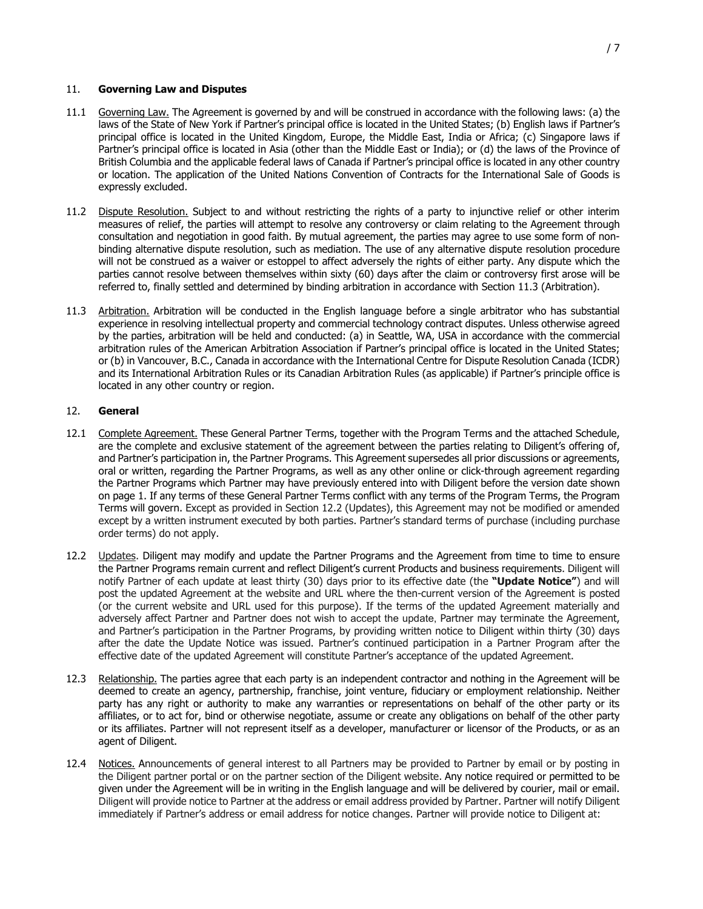## 11. **Governing Law and Disputes**

11.1 Governing Law. The Agreement is governed by and will be construed in accordance with the following laws: (a) the laws of the State of New York if Partner's principal office is located in the United States; (b) English laws if Partner's principal office is located in the United Kingdom, Europe, the Middle East, India or Africa; (c) Singapore laws if Partner's principal office is located in Asia (other than the Middle East or India); or (d) the laws of the Province of British Columbia and the applicable federal laws of Canada if Partner's principal office is located in any other country or location. The application of the United Nations Convention of Contracts for the International Sale of Goods is expressly excluded.

11.2 Dispute Resolution. Subject to and without restricting the rights of a party to injunctive relief or other interim measures of relief, the parties will attempt to resolve any controversy or claim relating to the Agreement through consultation and negotiation in good faith. By mutual agreement, the parties may agree to use some form of non-binding alternative dispute resolution, such as mediation. The use of any alternative dispute resolution procedure will not be construed as a waiver or estoppel to affect adversely the rights of either party. Any dispute which the parties cannot resolve between themselves within sixty (60) days after the claim or controversy first arose will be referred to, finally settled and determined by binding arbitration in accordance with Section 11.3 (Arbitration).

11.3 Arbitration. Arbitration will be conducted in the English language before a single arbitrator who has substantial experience in resolving intellectual property and commercial technology contract disputes. Unless otherwise agreed by the parties, arbitration will be held and conducted: (a) in Seattle, WA, USA in accordance with the commercial arbitration rules of the American Arbitration Association if Partner's principal office is located in the United States; or (b) in Vancouver, B.C., Canada in accordance with the International Centre for Dispute Resolution Canada (ICDR) and its International Arbitration Rules or its Canadian Arbitration Rules (as applicable) if Partner's principle office is located in any other country or region.

## 12. **General**

12.1 Complete Agreement. These General Partner Terms, together with the Program Terms and the attached Schedule, are the complete and exclusive statement of the agreement between the parties relating to Diligent's offering of, and Partner's participation in, the Partner Programs. This Agreement supersedes all prior discussions or agreements, oral or written, regarding the Partner Programs, as well as any other online or click-through agreement regarding the Partner Programs which Partner may have previously entered into with Diligent before the version date shown on page 1. If any terms of these General Partner Terms conflict with any terms of the Program Terms, the Program Terms will govern. Except as provided in Section 12.2 (Updates), this Agreement may not be modified or amended except by a written instrument executed by both parties. Partner's standard terms of purchase (including purchase order terms) do not apply.

12.2 Updates. Diligent may modify and update the Partner Programs and the Agreement from time to time to ensure the Partner Programs remain current and reflect Diligent's current Products and business requirements. Diligent will notify Partner of each update at least thirty (30) days prior to its effective date (the **"Update Notice"**) and will post the updated Agreement at the website and URL where the then-current version of the Agreement is posted (or the current website and URL used for this purpose). If the terms of the updated Agreement materially and adversely affect Partner and Partner does not wish to accept the update, Partner may terminate the Agreement, and Partner's participation in the Partner Programs, by providing written notice to Diligent within thirty (30) days after the date the Update Notice was issued. Partner's continued participation in a Partner Program after the effective date of the updated Agreement will constitute Partner's acceptance of the updated Agreement.

12.3 Relationship. The parties agree that each party is an independent contractor and nothing in the Agreement will be deemed to create an agency, partnership, franchise, joint venture, fiduciary or employment relationship. Neither party has any right or authority to make any warranties or representations on behalf of the other party or its affiliates, or to act for, bind or otherwise negotiate, assume or create any obligations on behalf of the other party or its affiliates. Partner will not represent itself as a developer, manufacturer or licensor of the Products, or as an agent of Diligent.

12.4 Notices. Announcements of general interest to all Partners may be provided to Partner by email or by posting in the Diligent partner portal or on the partner section of the Diligent website. Any notice required or permitted to be given under the Agreement will be in writing in the English language and will be delivered by courier, mail or email. Diligent will provide notice to Partner at the address or email address provided by Partner. Partner will notify Diligent immediately if Partner's address or email address for notice changes. Partner will provide notice to Diligent at: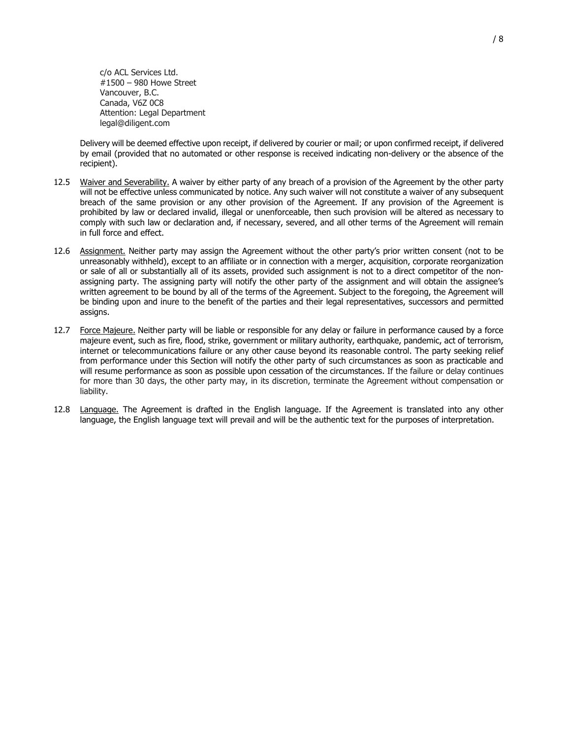c/o ACL Services Ltd.
#1500 – 980 Howe Street
Vancouver, B.C.
Canada, V6Z 0C8
Attention: Legal Department
legal@diligent.com

Delivery will be deemed effective upon receipt, if delivered by courier or mail; or upon confirmed receipt, if delivered by email (provided that no automated or other response is received indicating non-delivery or the absence of the recipient).

12.5 Waiver and Severability. A waiver by either party of any breach of a provision of the Agreement by the other party will not be effective unless communicated by notice. Any such waiver will not constitute a waiver of any subsequent breach of the same provision or any other provision of the Agreement. If any provision of the Agreement is prohibited by law or declared invalid, illegal or unenforceable, then such provision will be altered as necessary to comply with such law or declaration and, if necessary, severed, and all other terms of the Agreement will remain in full force and effect.

12.6 Assignment. Neither party may assign the Agreement without the other party's prior written consent (not to be unreasonably withheld), except to an affiliate or in connection with a merger, acquisition, corporate reorganization or sale of all or substantially all of its assets, provided such assignment is not to a direct competitor of the non-assigning party. The assigning party will notify the other party of the assignment and will obtain the assignee's written agreement to be bound by all of the terms of the Agreement. Subject to the foregoing, the Agreement will be binding upon and inure to the benefit of the parties and their legal representatives, successors and permitted assigns.

12.7 Force Majeure. Neither party will be liable or responsible for any delay or failure in performance caused by a force majeure event, such as fire, flood, strike, government or military authority, earthquake, pandemic, act of terrorism, internet or telecommunications failure or any other cause beyond its reasonable control. The party seeking relief from performance under this Section will notify the other party of such circumstances as soon as practicable and will resume performance as soon as possible upon cessation of the circumstances. If the failure or delay continues for more than 30 days, the other party may, in its discretion, terminate the Agreement without compensation or liability.

12.8 Language. The Agreement is drafted in the English language. If the Agreement is translated into any other language, the English language text will prevail and will be the authentic text for the purposes of interpretation.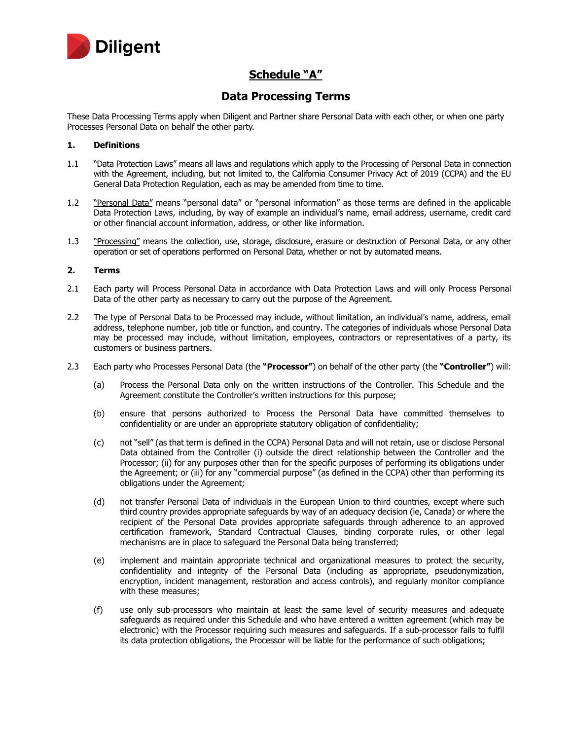## Schedule "A"

## Data Processing Terms

These Data Processing Terms apply when Diligent and Partner share Personal Data with each other, or when one party Processes Personal Data on behalf the other party.

### 1. Definitions

1.1 "Data Protection Laws" means all laws and regulations which apply to the Processing of Personal Data in connection with the Agreement, including, but not limited to, the California Consumer Privacy Act of 2019 (CCPA) and the EU General Data Protection Regulation, each as may be amended from time to time.

1.2 "Personal Data" means "personal data" or "personal information" as those terms are defined in the applicable Data Protection Laws, including, by way of example an individual's name, email address, username, credit card or other financial account information, address, or other like information.

1.3 "Processing" means the collection, use, storage, disclosure, erasure or destruction of Personal Data, or any other operation or set of operations performed on Personal Data, whether or not by automated means.

### 2. Terms

2.1 Each party will Process Personal Data in accordance with Data Protection Laws and will only Process Personal Data of the other party as necessary to carry out the purpose of the Agreement.

2.2 The type of Personal Data to be Processed may include, without limitation, an individual's name, address, email address, telephone number, job title or function, and country. The categories of individuals whose Personal Data may be processed may include, without limitation, employees, contractors or representatives of a party, its customers or business partners.

2.3 Each party who Processes Personal Data (the **"Processor"**) on behalf of the other party (the **"Controller"**) will:

(a) Process the Personal Data only on the written instructions of the Controller. This Schedule and the Agreement constitute the Controller's written instructions for this purpose;

(b) ensure that persons authorized to Process the Personal Data have committed themselves to confidentiality or are under an appropriate statutory obligation of confidentiality;

(c) not "sell" (as that term is defined in the CCPA) Personal Data and will not retain, use or disclose Personal Data obtained from the Controller (i) outside the direct relationship between the Controller and the Processor; (ii) for any purposes other than for the specific purposes of performing its obligations under the Agreement; or (iii) for any "commercial purpose" (as defined in the CCPA) other than performing its obligations under the Agreement;

(d) not transfer Personal Data of individuals in the European Union to third countries, except where such third country provides appropriate safeguards by way of an adequacy decision (ie, Canada) or where the recipient of the Personal Data provides appropriate safeguards through adherence to an approved certification framework, Standard Contractual Clauses, binding corporate rules, or other legal mechanisms are in place to safeguard the Personal Data being transferred;

(e) implement and maintain appropriate technical and organizational measures to protect the security, confidentiality and integrity of the Personal Data (including as appropriate, pseudonymization, encryption, incident management, restoration and access controls), and regularly monitor compliance with these measures;

(f) use only sub-processors who maintain at least the same level of security measures and adequate safeguards as required under this Schedule and who have entered a written agreement (which may be electronic) with the Processor requiring such measures and safeguards. If a sub-processor fails to fulfil its data protection obligations, the Processor will be liable for the performance of such obligations;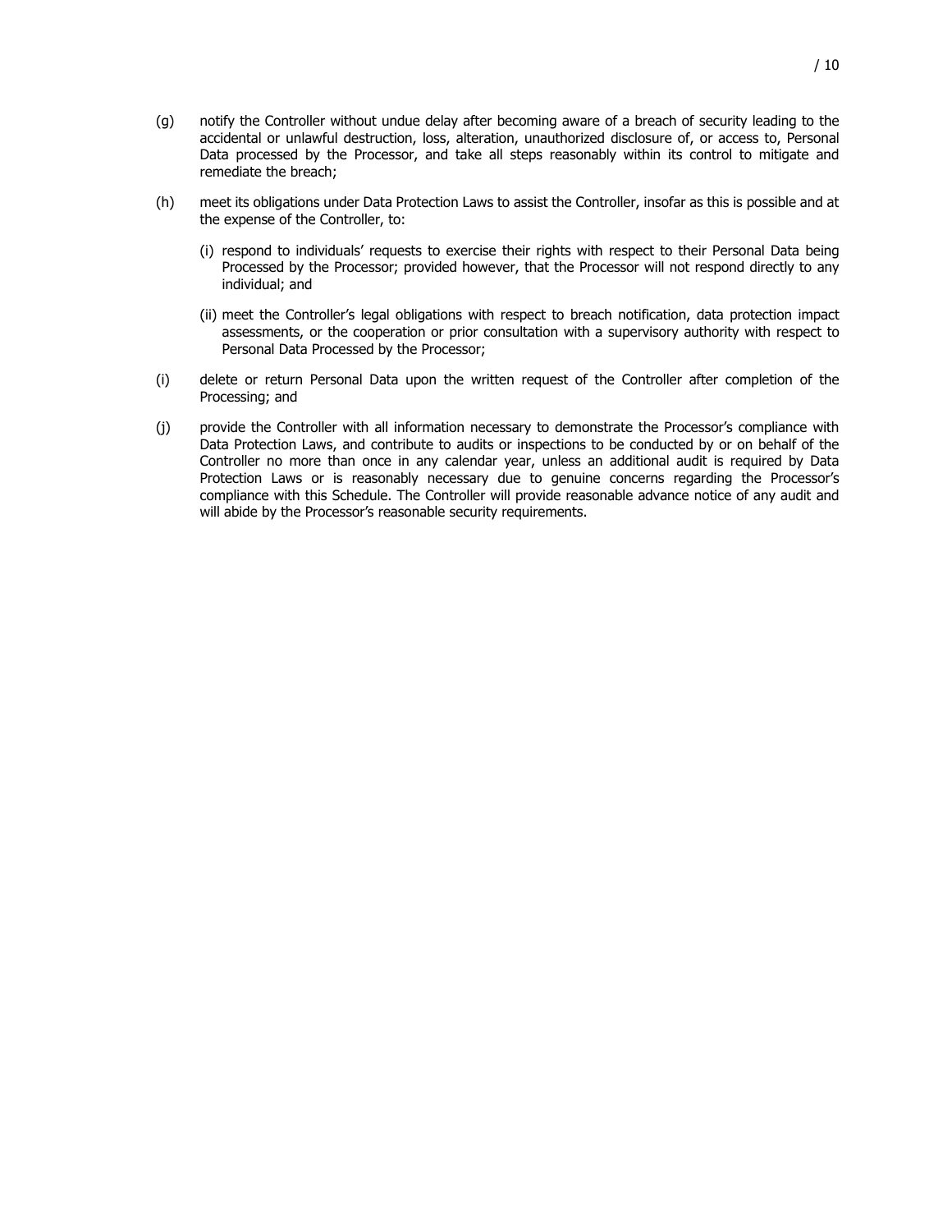(g) notify the Controller without undue delay after becoming aware of a breach of security leading to the accidental or unlawful destruction, loss, alteration, unauthorized disclosure of, or access to, Personal Data processed by the Processor, and take all steps reasonably within its control to mitigate and remediate the breach;

(h) meet its obligations under Data Protection Laws to assist the Controller, insofar as this is possible and at the expense of the Controller, to:

   (i) respond to individuals' requests to exercise their rights with respect to their Personal Data being Processed by the Processor; provided however, that the Processor will not respond directly to any individual; and

   (ii) meet the Controller's legal obligations with respect to breach notification, data protection impact assessments, or the cooperation or prior consultation with a supervisory authority with respect to Personal Data Processed by the Processor;

(i) delete or return Personal Data upon the written request of the Controller after completion of the Processing; and

(j) provide the Controller with all information necessary to demonstrate the Processor's compliance with Data Protection Laws, and contribute to audits or inspections to be conducted by or on behalf of the Controller no more than once in any calendar year, unless an additional audit is required by Data Protection Laws or is reasonably necessary due to genuine concerns regarding the Processor's compliance with this Schedule. The Controller will provide reasonable advance notice of any audit and will abide by the Processor's reasonable security requirements.